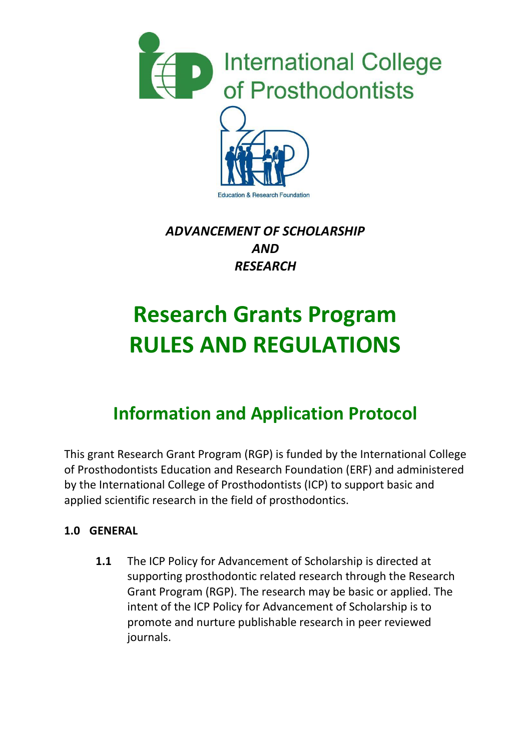International College of Prosthodontists

Education & Research Foundation

***ADVANCEMENT OF SCHOLARSHIP***
***AND***
***RESEARCH***

# Research Grants Program RULES AND REGULATIONS

## Information and Application Protocol

This grant Research Grant Program (RGP) is funded by the International College of Prosthodontists Education and Research Foundation (ERF) and administered by the International College of Prosthodontists (ICP) to support basic and applied scientific research in the field of prosthodontics.

### 1.0 GENERAL

**1.1** The ICP Policy for Advancement of Scholarship is directed at supporting prosthodontic related research through the Research Grant Program (RGP). The research may be basic or applied. The intent of the ICP Policy for Advancement of Scholarship is to promote and nurture publishable research in peer reviewed journals.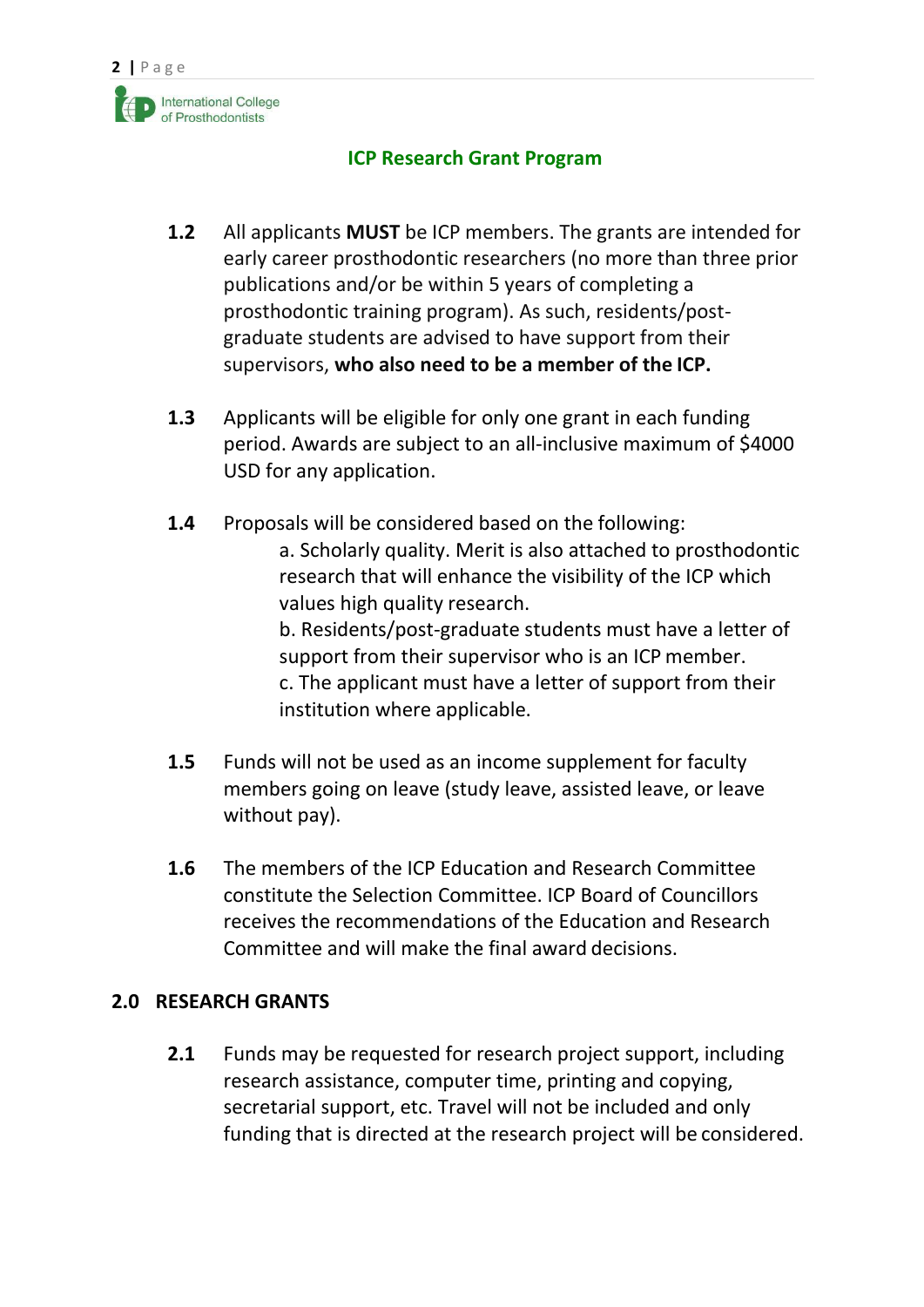## ICP Research Grant Program

**1.2** All applicants **MUST** be ICP members. The grants are intended for early career prosthodontic researchers (no more than three prior publications and/or be within 5 years of completing a prosthodontic training program). As such, residents/post-graduate students are advised to have support from their supervisors, **who also need to be a member of the ICP.**

**1.3** Applicants will be eligible for only one grant in each funding period. Awards are subject to an all-inclusive maximum of $4000 USD for any application.

**1.4** Proposals will be considered based on the following:

a. Scholarly quality. Merit is also attached to prosthodontic research that will enhance the visibility of the ICP which values high quality research.
b. Residents/post-graduate students must have a letter of support from their supervisor who is an ICP member.
c. The applicant must have a letter of support from their institution where applicable.

**1.5** Funds will not be used as an income supplement for faculty members going on leave (study leave, assisted leave, or leave without pay).

**1.6** The members of the ICP Education and Research Committee constitute the Selection Committee. ICP Board of Councillors receives the recommendations of the Education and Research Committee and will make the final award decisions.

## 2.0 RESEARCH GRANTS

**2.1** Funds may be requested for research project support, including research assistance, computer time, printing and copying, secretarial support, etc. Travel will not be included and only funding that is directed at the research project will be considered.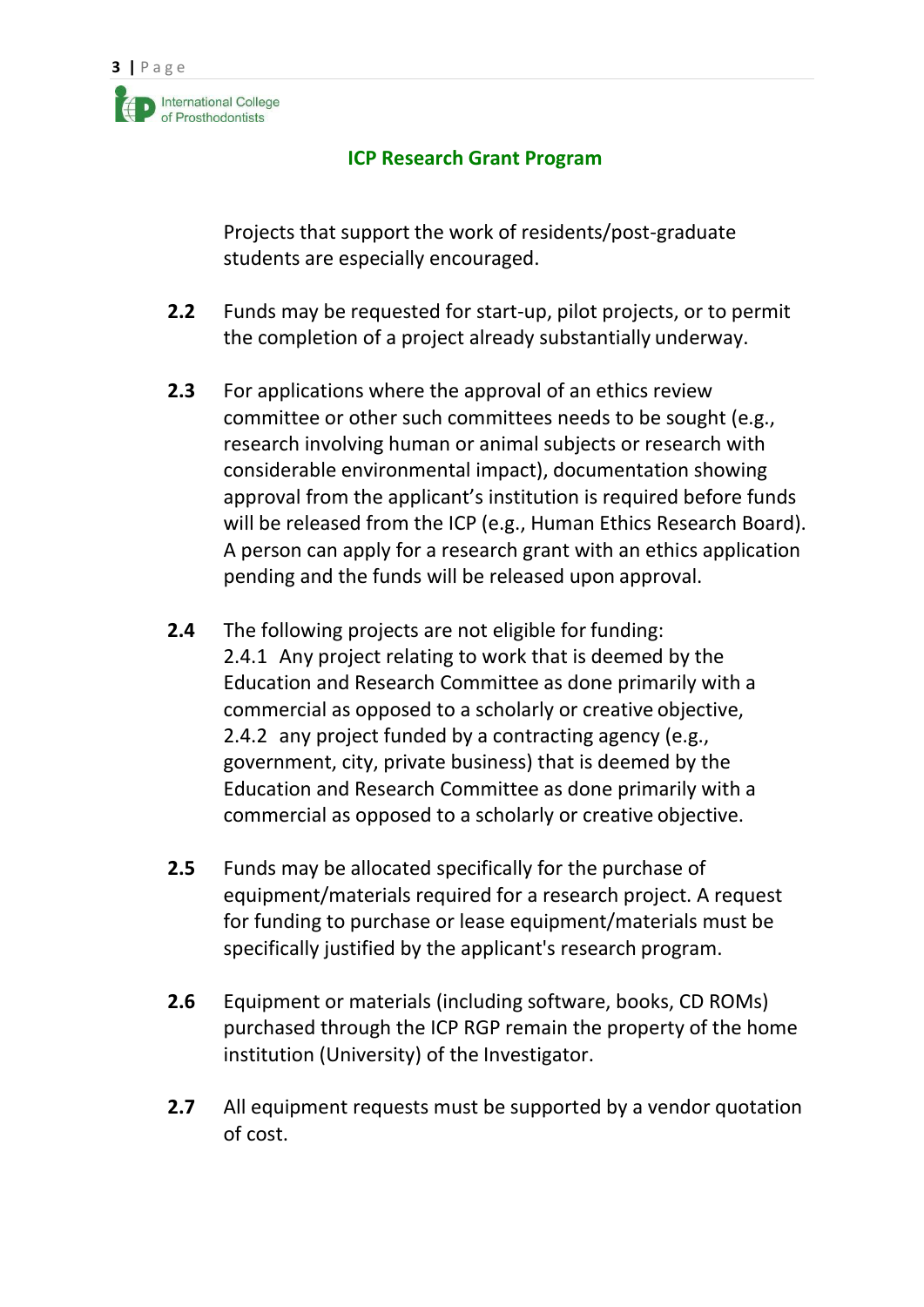## ICP Research Grant Program

Projects that support the work of residents/post-graduate students are especially encouraged.

**2.2** Funds may be requested for start-up, pilot projects, or to permit the completion of a project already substantially underway.

**2.3** For applications where the approval of an ethics review committee or other such committees needs to be sought (e.g., research involving human or animal subjects or research with considerable environmental impact), documentation showing approval from the applicant's institution is required before funds will be released from the ICP (e.g., Human Ethics Research Board). A person can apply for a research grant with an ethics application pending and the funds will be released upon approval.

**2.4** The following projects are not eligible for funding:
2.4.1 Any project relating to work that is deemed by the Education and Research Committee as done primarily with a commercial as opposed to a scholarly or creative objective,
2.4.2 any project funded by a contracting agency (e.g., government, city, private business) that is deemed by the Education and Research Committee as done primarily with a commercial as opposed to a scholarly or creative objective.

**2.5** Funds may be allocated specifically for the purchase of equipment/materials required for a research project. A request for funding to purchase or lease equipment/materials must be specifically justified by the applicant's research program.

**2.6** Equipment or materials (including software, books, CD ROMs) purchased through the ICP RGP remain the property of the home institution (University) of the Investigator.

**2.7** All equipment requests must be supported by a vendor quotation of cost.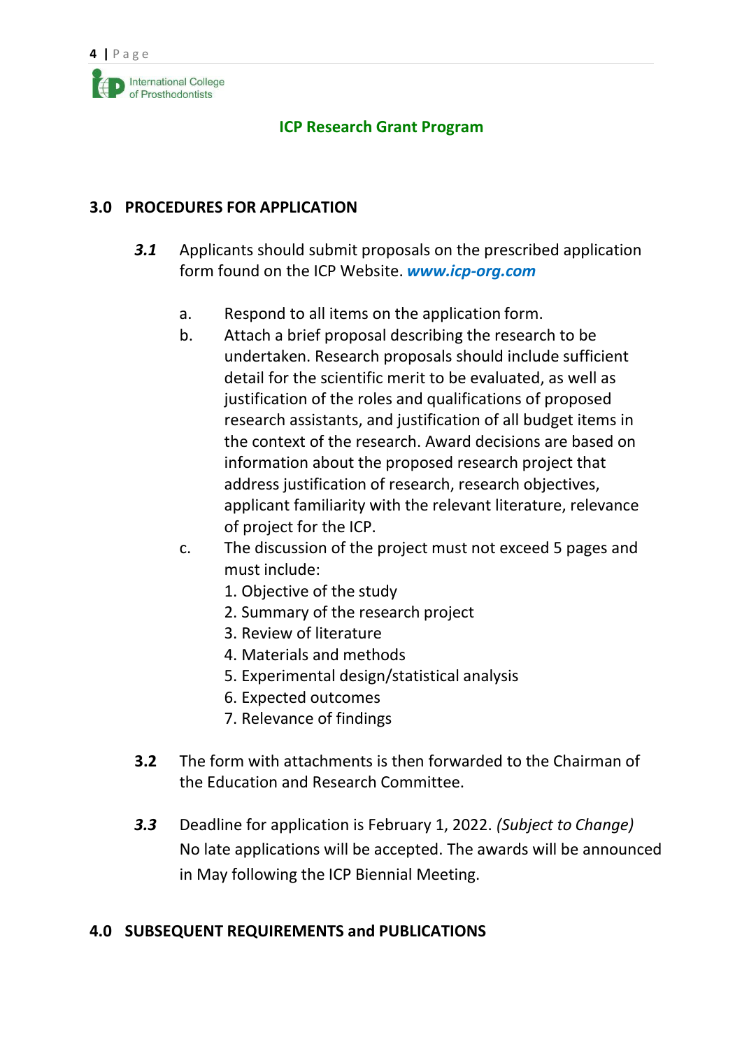**ICP Research Grant Program**

## 3.0 PROCEDURES FOR APPLICATION

***3.1*** Applicants should submit proposals on the prescribed application form found on the ICP Website. ***www.icp-org.com***

a. Respond to all items on the application form.

b. Attach a brief proposal describing the research to be undertaken. Research proposals should include sufficient detail for the scientific merit to be evaluated, as well as justification of the roles and qualifications of proposed research assistants, and justification of all budget items in the context of the research. Award decisions are based on information about the proposed research project that address justification of research, research objectives, applicant familiarity with the relevant literature, relevance of project for the ICP.

c. The discussion of the project must not exceed 5 pages and must include:
   1. Objective of the study
   2. Summary of the research project
   3. Review of literature
   4. Materials and methods
   5. Experimental design/statistical analysis
   6. Expected outcomes
   7. Relevance of findings

**3.2** The form with attachments is then forwarded to the Chairman of the Education and Research Committee.

***3.3*** Deadline for application is February 1, 2022. *(Subject to Change)* No late applications will be accepted. The awards will be announced in May following the ICP Biennial Meeting.

## 4.0 SUBSEQUENT REQUIREMENTS and PUBLICATIONS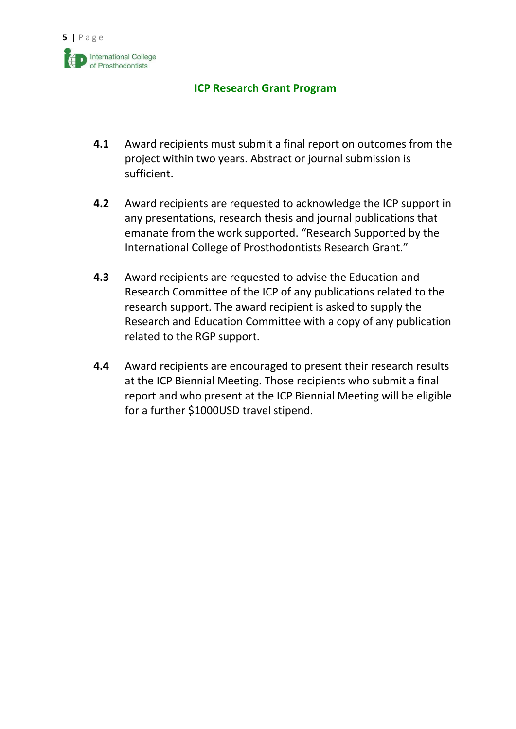## ICP Research Grant Program

**4.1** Award recipients must submit a final report on outcomes from the project within two years. Abstract or journal submission is sufficient.

**4.2** Award recipients are requested to acknowledge the ICP support in any presentations, research thesis and journal publications that emanate from the work supported. "Research Supported by the International College of Prosthodontists Research Grant."

**4.3** Award recipients are requested to advise the Education and Research Committee of the ICP of any publications related to the research support. The award recipient is asked to supply the Research and Education Committee with a copy of any publication related to the RGP support.

**4.4** Award recipients are encouraged to present their research results at the ICP Biennial Meeting. Those recipients who submit a final report and who present at the ICP Biennial Meeting will be eligible for a further $1000USD travel stipend.